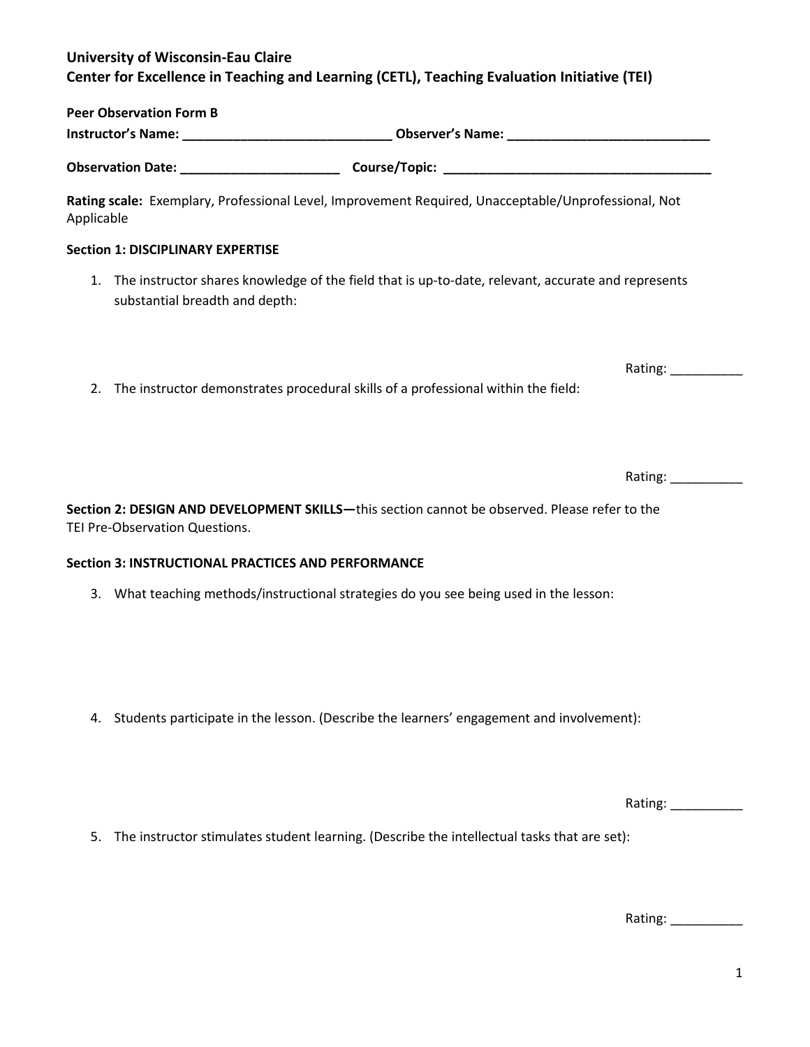**University of Wisconsin-Eau Claire**
**Center for Excellence in Teaching and Learning (CETL), Teaching Evaluation Initiative (TEI)**

**Peer Observation Form B**

**Instructor's Name: _____________________________ Observer's Name: ____________________________**

**Observation Date: ______________________ Course/Topic: ______________________________________**

**Rating scale:** Exemplary, Professional Level, Improvement Required, Unacceptable/Unprofessional, Not Applicable

**Section 1: DISCIPLINARY EXPERTISE**

1. The instructor shares knowledge of the field that is up-to-date, relevant, accurate and represents substantial breadth and depth:

Rating: __________

2. The instructor demonstrates procedural skills of a professional within the field:

Rating: __________

**Section 2: DESIGN AND DEVELOPMENT SKILLS—**this section cannot be observed. Please refer to the TEI Pre-Observation Questions.

**Section 3: INSTRUCTIONAL PRACTICES AND PERFORMANCE**

3. What teaching methods/instructional strategies do you see being used in the lesson:

4. Students participate in the lesson. (Describe the learners' engagement and involvement):

Rating: __________

5. The instructor stimulates student learning. (Describe the intellectual tasks that are set):

Rating: __________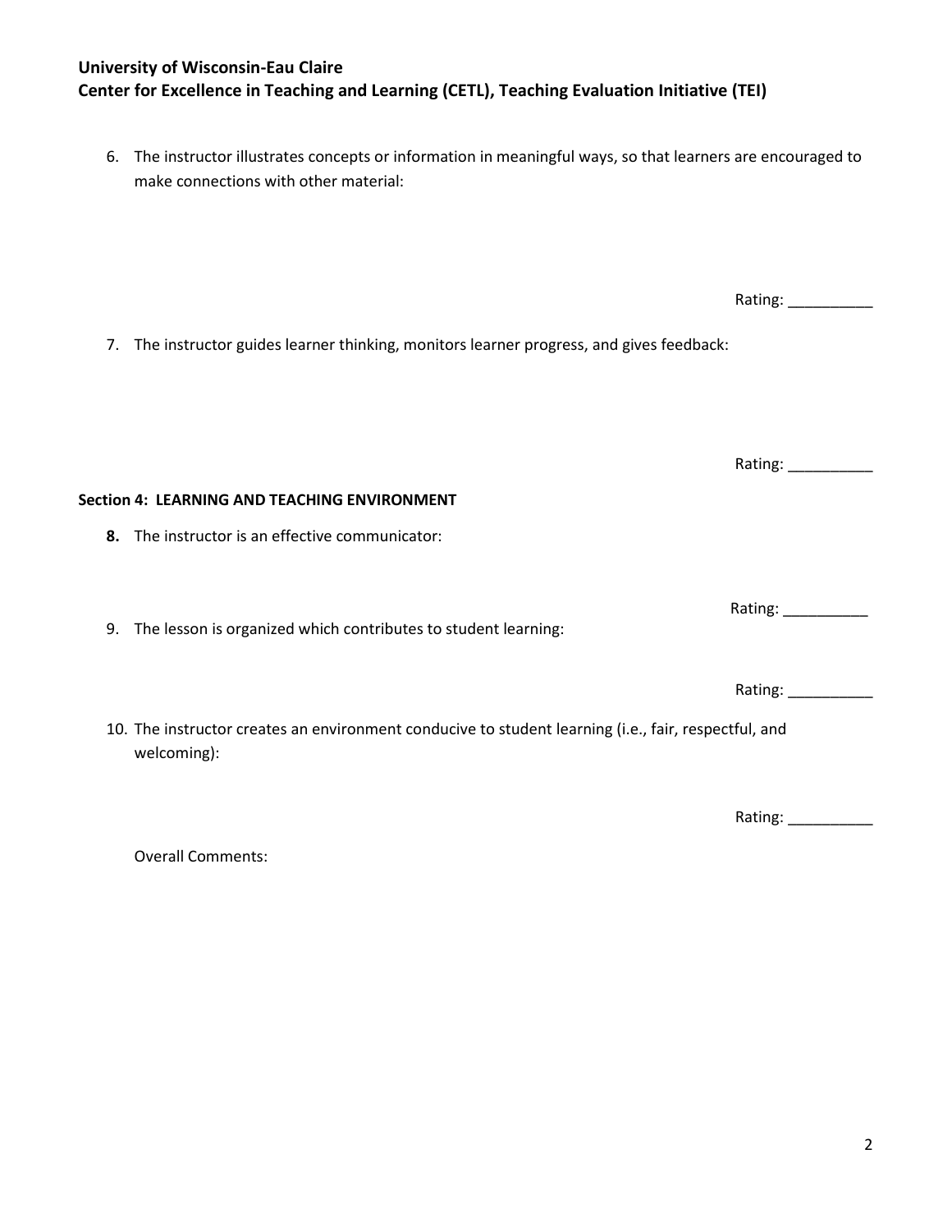6. The instructor illustrates concepts or information in meaningful ways, so that learners are encouraged to make connections with other material:

   Rating: __________

7. The instructor guides learner thinking, monitors learner progress, and gives feedback:

   Rating: __________

**Section 4: LEARNING AND TEACHING ENVIRONMENT**

8. The instructor is an effective communicator:

   Rating: __________

9. The lesson is organized which contributes to student learning:

   Rating: __________

10. The instructor creates an environment conducive to student learning (i.e., fair, respectful, and welcoming):

    Rating: __________

Overall Comments: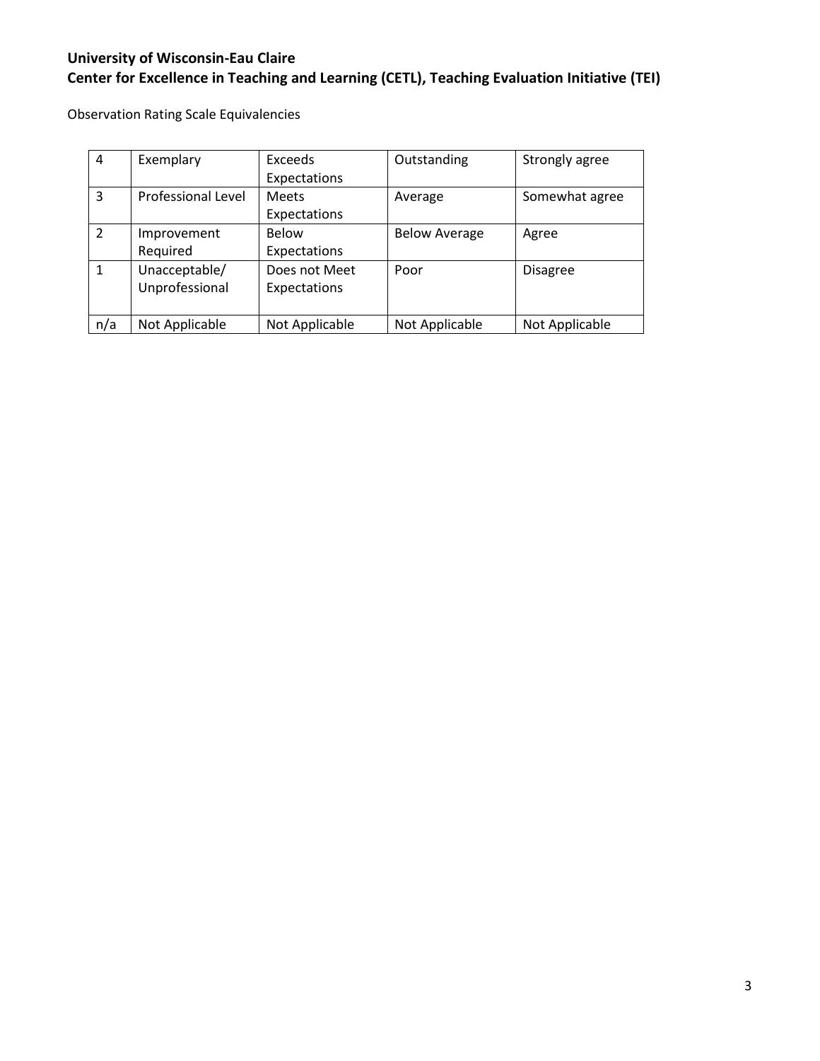**University of Wisconsin-Eau Claire**
**Center for Excellence in Teaching and Learning (CETL), Teaching Evaluation Initiative (TEI)**

Observation Rating Scale Equivalencies

| | | | | |
|---|---|---|---|---|
| 4 | Exemplary | Exceeds Expectations | Outstanding | Strongly agree |
| 3 | Professional Level | Meets Expectations | Average | Somewhat agree |
| 2 | Improvement Required | Below Expectations | Below Average | Agree |
| 1 | Unacceptable/ Unprofessional | Does not Meet Expectations | Poor | Disagree |
| n/a | Not Applicable | Not Applicable | Not Applicable | Not Applicable |